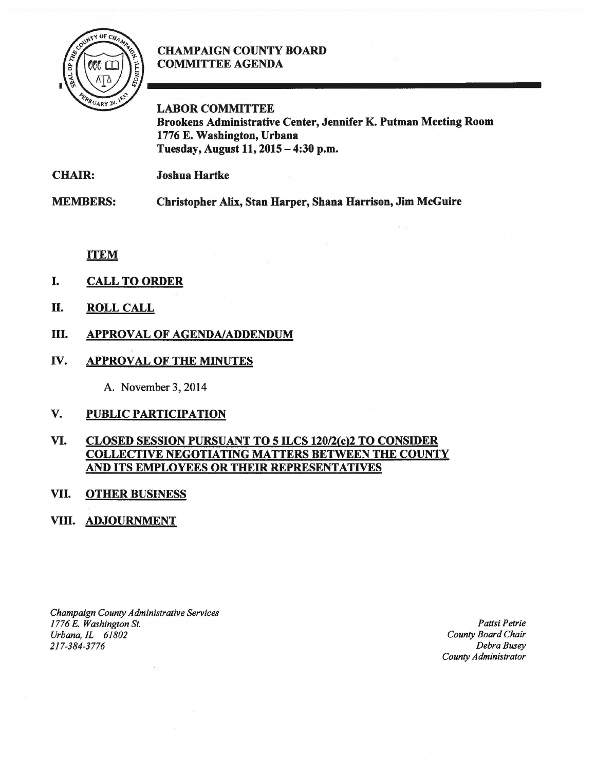# CHAMPAIGN COUNTY BOARD COMMITTEE AGENDA

**LABOR COMMITTEE**
**Brookens Administrative Center, Jennifer K. Putman Meeting Room**
**1776 E. Washington, Urbana**
**Tuesday, August 11, 2015 – 4:30 p.m.**

**CHAIR:** **Joshua Hartke**

**MEMBERS:** **Christopher Alix, Stan Harper, Shana Harrison, Jim McGuire**

**ITEM**

I. **CALL TO ORDER**

II. **ROLL CALL**

III. **APPROVAL OF AGENDA/ADDENDUM**

IV. **APPROVAL OF THE MINUTES**

A. November 3, 2014

V. **PUBLIC PARTICIPATION**

VI. **CLOSED SESSION PURSUANT TO 5 ILCS 120/2(c)2 TO CONSIDER COLLECTIVE NEGOTIATING MATTERS BETWEEN THE COUNTY AND ITS EMPLOYEES OR THEIR REPRESENTATIVES**

VII. **OTHER BUSINESS**

VIII. **ADJOURNMENT**

*Champaign County Administrative Services*
*1776 E. Washington St.*
*Urbana, IL 61802*
*217-384-3776*

*Pattsi Petrie*
*County Board Chair*
*Debra Busey*
*County Administrator*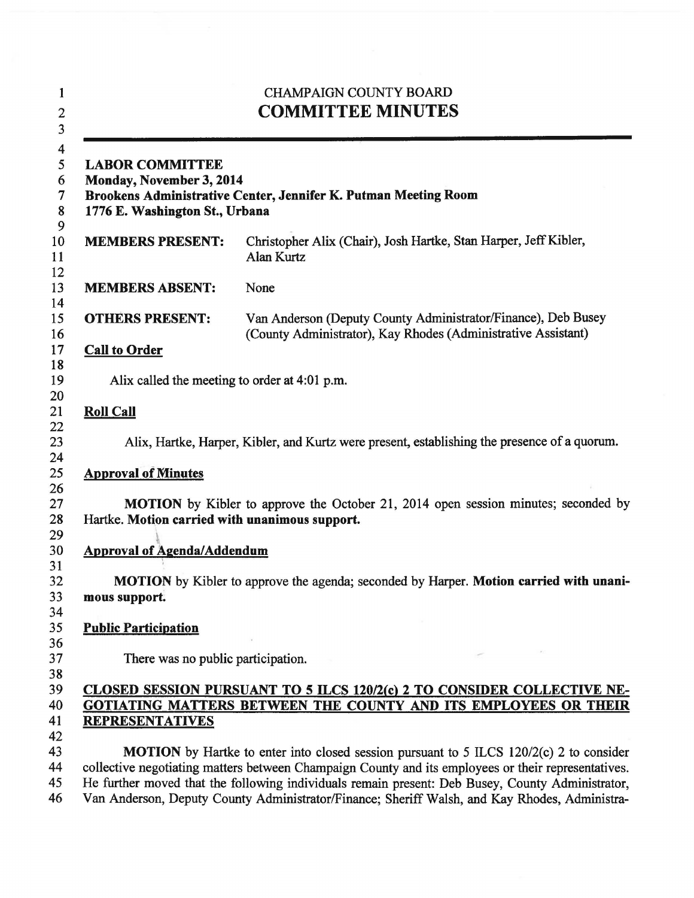CHAMPAIGN COUNTY BOARD

# COMMITTEE MINUTES

---

**LABOR COMMITTEE**
**Monday, November 3, 2014**
**Brookens Administrative Center, Jennifer K. Putman Meeting Room**
**1776 E. Washington St., Urbana**

| | |
|---|---|
| **MEMBERS PRESENT:** | Christopher Alix (Chair), Josh Hartke, Stan Harper, Jeff Kibler, Alan Kurtz |
| **MEMBERS ABSENT:** | None |
| **OTHERS PRESENT:** | Van Anderson (Deputy County Administrator/Finance), Deb Busey (County Administrator), Kay Rhodes (Administrative Assistant) |

**Call to Order**

Alix called the meeting to order at 4:01 p.m.

**Roll Call**

Alix, Hartke, Harper, Kibler, and Kurtz were present, establishing the presence of a quorum.

**Approval of Minutes**

**MOTION** by Kibler to approve the October 21, 2014 open session minutes; seconded by Hartke. **Motion carried with unanimous support.**

**Approval of Agenda/Addendum**

**MOTION** by Kibler to approve the agenda; seconded by Harper. **Motion carried with unanimous support.**

**Public Participation**

There was no public participation.

**CLOSED SESSION PURSUANT TO 5 ILCS 120/2(c) 2 TO CONSIDER COLLECTIVE NEGOTIATING MATTERS BETWEEN THE COUNTY AND ITS EMPLOYEES OR THEIR REPRESENTATIVES**

**MOTION** by Hartke to enter into closed session pursuant to 5 ILCS 120/2(c) 2 to consider collective negotiating matters between Champaign County and its employees or their representatives. He further moved that the following individuals remain present: Deb Busey, County Administrator, Van Anderson, Deputy County Administrator/Finance; Sheriff Walsh, and Kay Rhodes, Administra-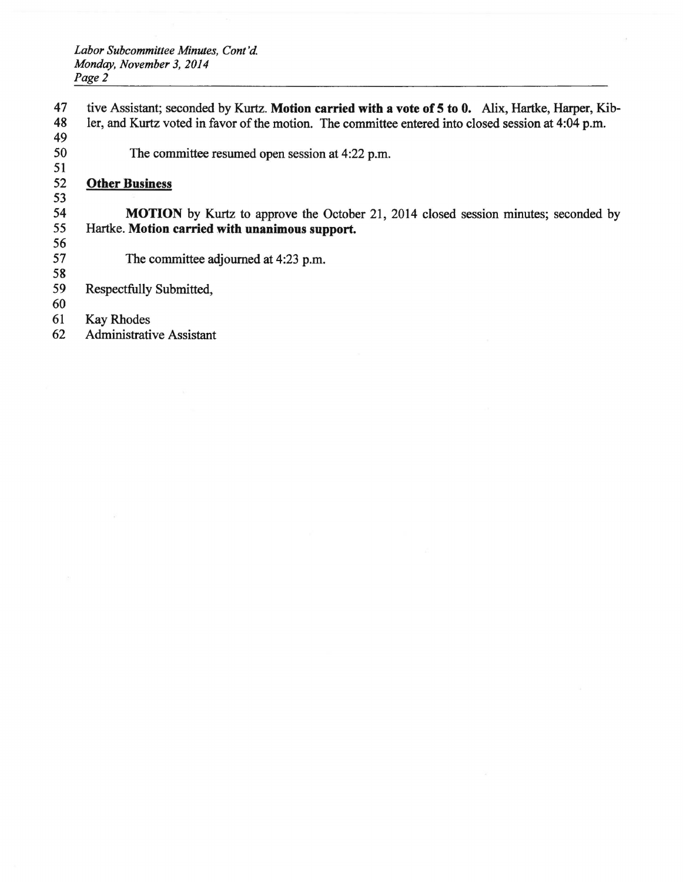tive Assistant; seconded by Kurtz. **Motion carried with a vote of 5 to 0.** Alix, Hartke, Harper, Kibler, and Kurtz voted in favor of the motion. The committee entered into closed session at 4:04 p.m.

The committee resumed open session at 4:22 p.m.

## Other Business

**MOTION** by Kurtz to approve the October 21, 2014 closed session minutes; seconded by Hartke. **Motion carried with unanimous support.**

The committee adjourned at 4:23 p.m.

Respectfully Submitted,

Kay Rhodes
Administrative Assistant